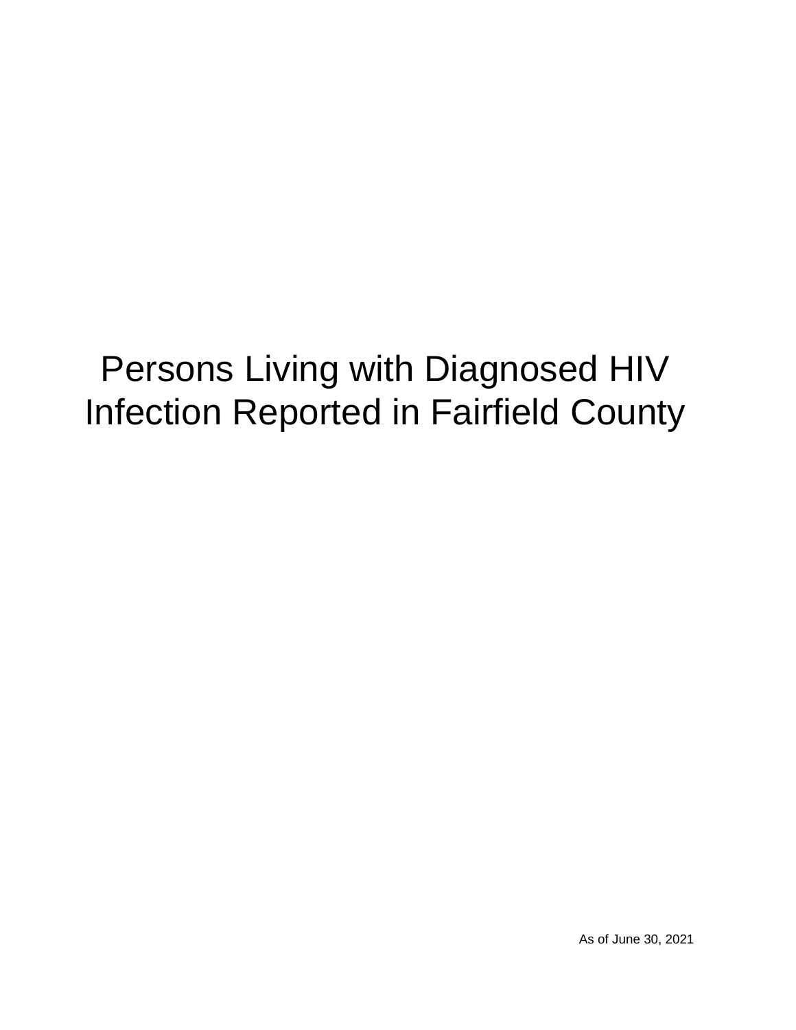# Persons Living with Diagnosed HIV Infection Reported in Fairfield County

As of June 30, 2021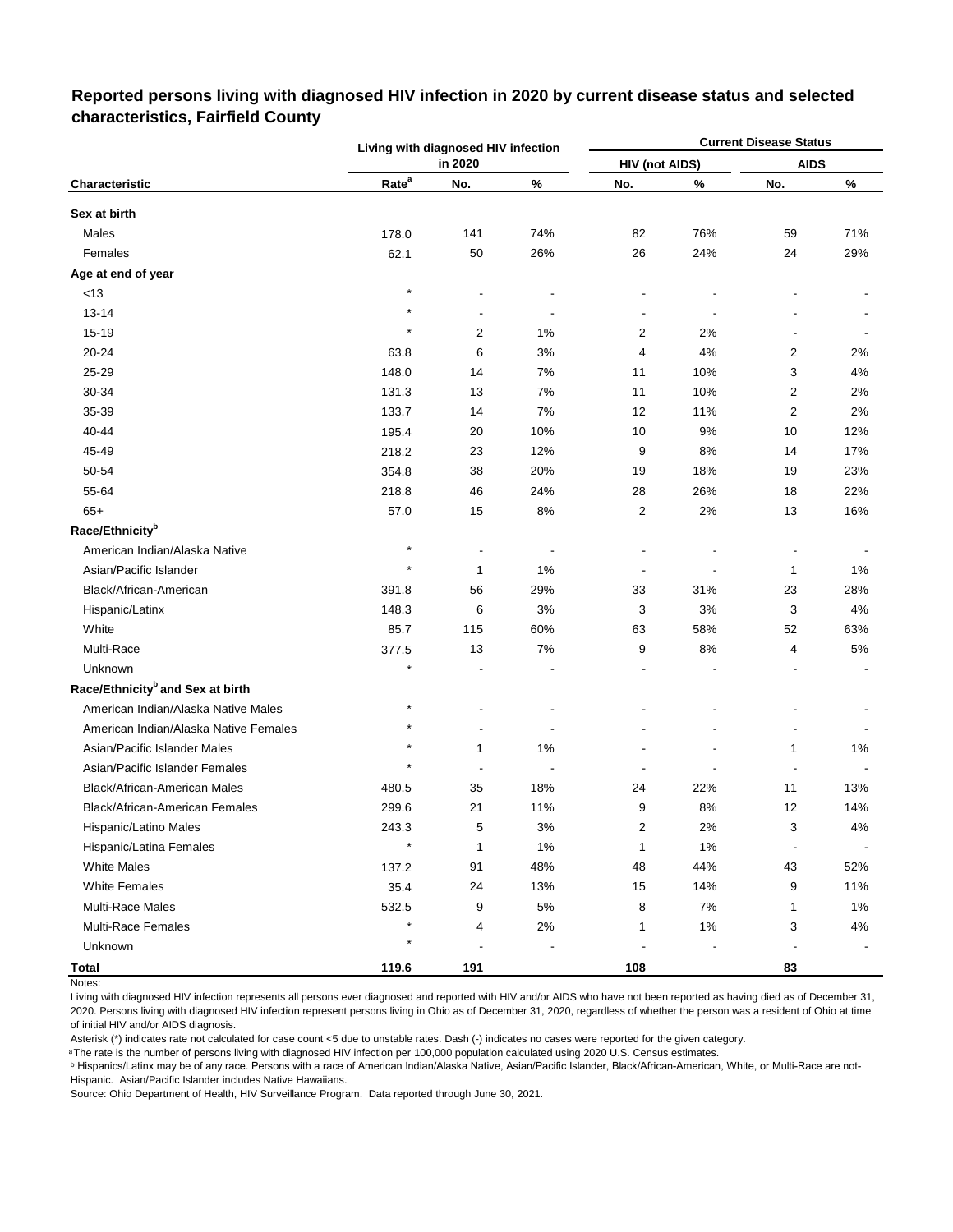**Reported persons living with diagnosed HIV infection in 2020 by current disease status and selected characteristics, Fairfield County**

| Characteristic | Living with diagnosed HIV infection in 2020 | | | Current Disease Status | | | |
|---|---|---|---|---|---|---|---|
| | | | | HIV (not AIDS) | | AIDS | |
| | Rate[a] | No. | % | No. | % | No. | % |
| **Sex at birth** | | | | | | | |
| Males | 178.0 | 141 | 74% | 82 | 76% | 59 | 71% |
| Females | 62.1 | 50 | 26% | 26 | 24% | 24 | 29% |
| **Age at end of year** | | | | | | | |
| <13 | * | - | - | - | - | - | - |
| 13-14 | * | - | - | - | - | - | - |
| 15-19 | * | 2 | 1% | 2 | 2% | - | - |
| 20-24 | 63.8 | 6 | 3% | 4 | 4% | 2 | 2% |
| 25-29 | 148.0 | 14 | 7% | 11 | 10% | 3 | 4% |
| 30-34 | 131.3 | 13 | 7% | 11 | 10% | 2 | 2% |
| 35-39 | 133.7 | 14 | 7% | 12 | 11% | 2 | 2% |
| 40-44 | 195.4 | 20 | 10% | 10 | 9% | 10 | 12% |
| 45-49 | 218.2 | 23 | 12% | 9 | 8% | 14 | 17% |
| 50-54 | 354.8 | 38 | 20% | 19 | 18% | 19 | 23% |
| 55-64 | 218.8 | 46 | 24% | 28 | 26% | 18 | 22% |
| 65+ | 57.0 | 15 | 8% | 2 | 2% | 13 | 16% |
| **Race/Ethnicity[b]** | | | | | | | |
| American Indian/Alaska Native | * | - | - | - | - | - | - |
| Asian/Pacific Islander | * | 1 | 1% | - | - | 1 | 1% |
| Black/African-American | 391.8 | 56 | 29% | 33 | 31% | 23 | 28% |
| Hispanic/Latinx | 148.3 | 6 | 3% | 3 | 3% | 3 | 4% |
| White | 85.7 | 115 | 60% | 63 | 58% | 52 | 63% |
| Multi-Race | 377.5 | 13 | 7% | 9 | 8% | 4 | 5% |
| Unknown | * | - | - | - | - | - | - |
| **Race/Ethnicity[b] and Sex at birth** | | | | | | | |
| American Indian/Alaska Native Males | * | - | - | - | - | - | - |
| American Indian/Alaska Native Females | * | - | - | - | - | - | - |
| Asian/Pacific Islander Males | * | 1 | 1% | - | - | 1 | 1% |
| Asian/Pacific Islander Females | * | - | - | - | - | - | - |
| Black/African-American Males | 480.5 | 35 | 18% | 24 | 22% | 11 | 13% |
| Black/African-American Females | 299.6 | 21 | 11% | 9 | 8% | 12 | 14% |
| Hispanic/Latino Males | 243.3 | 5 | 3% | 2 | 2% | 3 | 4% |
| Hispanic/Latina Females | * | 1 | 1% | 1 | 1% | - | - |
| White Males | 137.2 | 91 | 48% | 48 | 44% | 43 | 52% |
| White Females | 35.4 | 24 | 13% | 15 | 14% | 9 | 11% |
| Multi-Race Males | 532.5 | 9 | 5% | 8 | 7% | 1 | 1% |
| Multi-Race Females | * | 4 | 2% | 1 | 1% | 3 | 4% |
| Unknown | * | - | - | - | - | - | - |
| **Total** | **119.6** | **191** | | **108** | | **83** | |

Notes:

Living with diagnosed HIV infection represents all persons ever diagnosed and reported with HIV and/or AIDS who have not been reported as having died as of December 31, 2020. Persons living with diagnosed HIV infection represent persons living in Ohio as of December 31, 2020, regardless of whether the person was a resident of Ohio at time of initial HIV and/or AIDS diagnosis.

Asterisk (*) indicates rate not calculated for case count <5 due to unstable rates. Dash (-) indicates no cases were reported for the given category.

[a] The rate is the number of persons living with diagnosed HIV infection per 100,000 population calculated using 2020 U.S. Census estimates.

[b] Hispanics/Latinx may be of any race. Persons with a race of American Indian/Alaska Native, Asian/Pacific Islander, Black/African-American, White, or Multi-Race are not-Hispanic. Asian/Pacific Islander includes Native Hawaiians.

Source: Ohio Department of Health, HIV Surveillance Program. Data reported through June 30, 2021.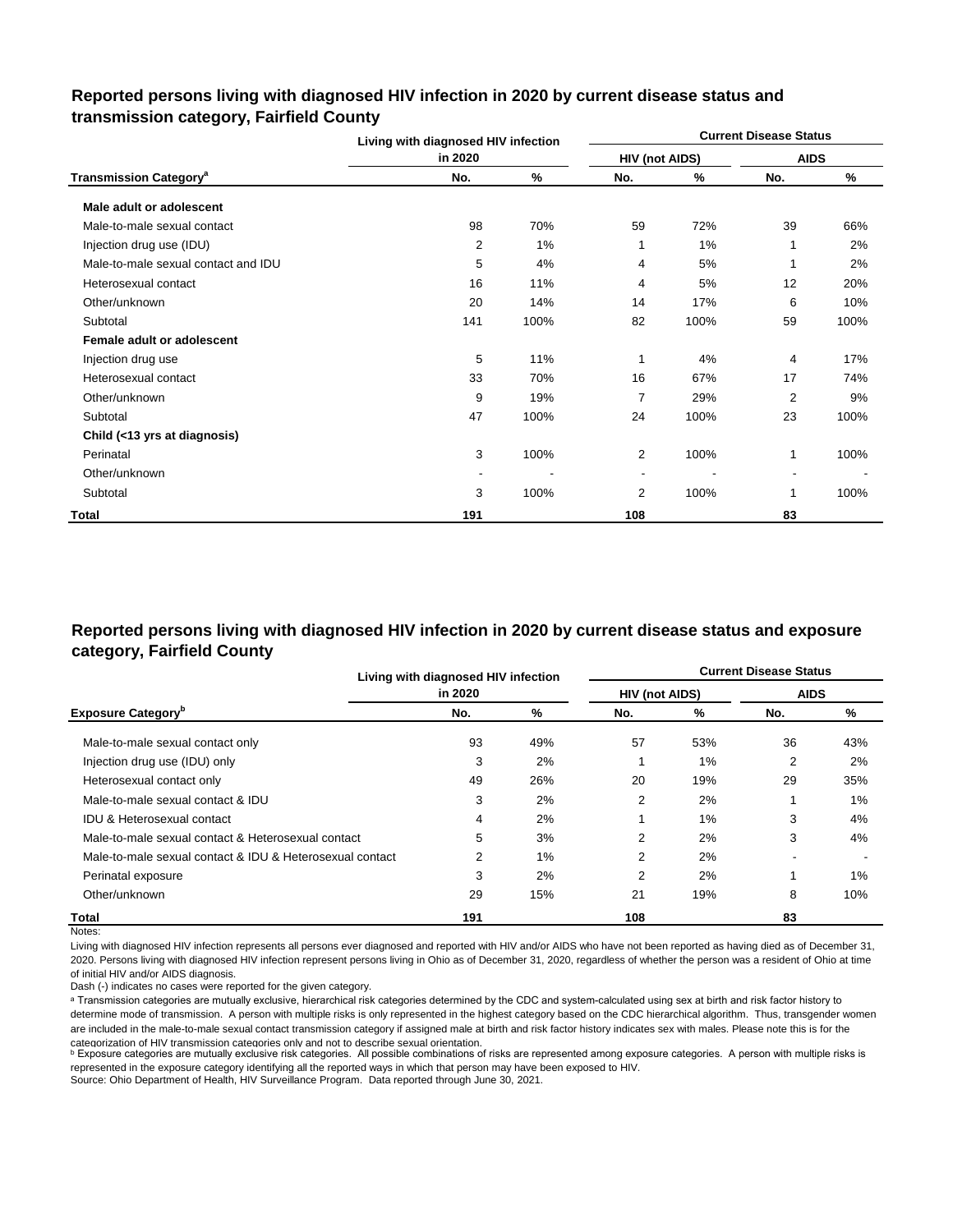## Reported persons living with diagnosed HIV infection in 2020 by current disease status and transmission category, Fairfield County

| Transmission Category[a] | Living with diagnosed HIV infection in 2020 | | Current Disease Status | | | |
|---|---|---|---|---|---|---|
| | | | HIV (not AIDS) | | AIDS | |
| | No. | % | No. | % | No. | % |
| **Male adult or adolescent** | | | | | | |
| Male-to-male sexual contact | 98 | 70% | 59 | 72% | 39 | 66% |
| Injection drug use (IDU) | 2 | 1% | 1 | 1% | 1 | 2% |
| Male-to-male sexual contact and IDU | 5 | 4% | 4 | 5% | 1 | 2% |
| Heterosexual contact | 16 | 11% | 4 | 5% | 12 | 20% |
| Other/unknown | 20 | 14% | 14 | 17% | 6 | 10% |
| Subtotal | 141 | 100% | 82 | 100% | 59 | 100% |
| **Female adult or adolescent** | | | | | | |
| Injection drug use | 5 | 11% | 1 | 4% | 4 | 17% |
| Heterosexual contact | 33 | 70% | 16 | 67% | 17 | 74% |
| Other/unknown | 9 | 19% | 7 | 29% | 2 | 9% |
| Subtotal | 47 | 100% | 24 | 100% | 23 | 100% |
| **Child (<13 yrs at diagnosis)** | | | | | | |
| Perinatal | 3 | 100% | 2 | 100% | 1 | 100% |
| Other/unknown | - | - | - | - | - | - |
| Subtotal | 3 | 100% | 2 | 100% | 1 | 100% |
| **Total** | **191** | | **108** | | **83** | |

## Reported persons living with diagnosed HIV infection in 2020 by current disease status and exposure category, Fairfield County

| Exposure Category[b] | Living with diagnosed HIV infection in 2020 | | Current Disease Status | | | |
|---|---|---|---|---|---|---|
| | | | HIV (not AIDS) | | AIDS | |
| | No. | % | No. | % | No. | % |
| Male-to-male sexual contact only | 93 | 49% | 57 | 53% | 36 | 43% |
| Injection drug use (IDU) only | 3 | 2% | 1 | 1% | 2 | 2% |
| Heterosexual contact only | 49 | 26% | 20 | 19% | 29 | 35% |
| Male-to-male sexual contact & IDU | 3 | 2% | 2 | 2% | 1 | 1% |
| IDU & Heterosexual contact | 4 | 2% | 1 | 1% | 3 | 4% |
| Male-to-male sexual contact & Heterosexual contact | 5 | 3% | 2 | 2% | 3 | 4% |
| Male-to-male sexual contact & IDU & Heterosexual contact | 2 | 1% | 2 | 2% | - | - |
| Perinatal exposure | 3 | 2% | 2 | 2% | 1 | 1% |
| Other/unknown | 29 | 15% | 21 | 19% | 8 | 10% |
| **Total** | **191** | | **108** | | **83** | |

Notes:

Living with diagnosed HIV infection represents all persons ever diagnosed and reported with HIV and/or AIDS who have not been reported as having died as of December 31, 2020. Persons living with diagnosed HIV infection represent persons living in Ohio as of December 31, 2020, regardless of whether the person was a resident of Ohio at time of initial HIV and/or AIDS diagnosis.

Dash (-) indicates no cases were reported for the given category.

[a] Transmission categories are mutually exclusive, hierarchical risk categories determined by the CDC and system-calculated using sex at birth and risk factor history to determine mode of transmission. A person with multiple risks is only represented in the highest category based on the CDC hierarchical algorithm. Thus, transgender women are included in the male-to-male sexual contact transmission category if assigned male at birth and risk factor history indicates sex with males. Please note this is for the categorization of HIV transmission categories only and not to describe sexual orientation.

[b] Exposure categories are mutually exclusive risk categories. All possible combinations of risks are represented among exposure categories. A person with multiple risks is represented in the exposure category identifying all the reported ways in which that person may have been exposed to HIV.

Source: Ohio Department of Health, HIV Surveillance Program. Data reported through June 30, 2021.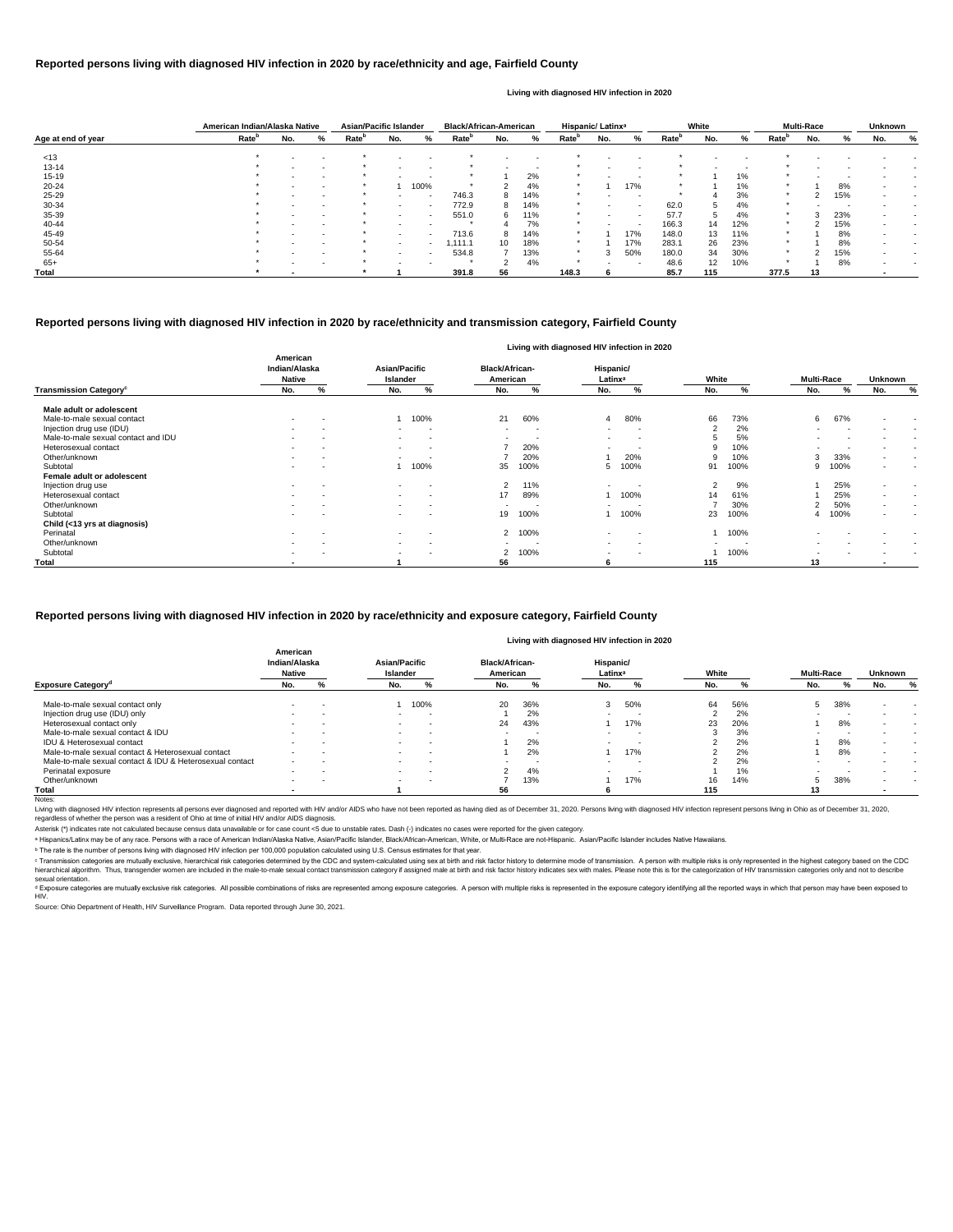## Reported persons living with diagnosed HIV infection in 2020 by race/ethnicity and age, Fairfield County

Living with diagnosed HIV infection in 2020

| Age at end of year | American Indian/Alaska Native | | | Asian/Pacific Islander | | | Black/African-American | | | Hispanic/ Latinx[a] | | | White | | | Multi-Race | | | Unknown | |
|---|---|---|---|---|---|---|---|---|---|---|---|---|---|---|---|---|---|---|---|---|
| | Rate[b] | No. | % | Rate[b] | No. | % | Rate[b] | No. | % | Rate[b] | No. | % | Rate[b] | No. | % | Rate[b] | No. | % | No. | % |
| <13 | * | - | - | * | - | - | * | - | - | * | - | - | * | - | - | * | - | - | - | - |
| 13-14 | * | - | - | * | - | - | * | - | - | * | - | - | * | - | - | * | - | - | - | - |
| 15-19 | * | - | - | * | - | - | * | 1 | 2% | * | - | - | * | 1 | 1% | * | - | - | - | - |
| 20-24 | * | - | - | * | 1 | 100% | * | 2 | 4% | * | 1 | 17% | * | 1 | 1% | * | 1 | 8% | - | - |
| 25-29 | * | - | - | * | - | - | 746.3 | 8 | 14% | * | - | - | * | 4 | 3% | * | 2 | 15% | - | - |
| 30-34 | * | - | - | * | - | - | 772.9 | 8 | 14% | * | - | - | 62.0 | 5 | 4% | * | - | - | - | - |
| 35-39 | * | - | - | * | - | - | 551.0 | 6 | 11% | * | - | - | 57.7 | 5 | 4% | * | 3 | 23% | - | - |
| 40-44 | * | - | - | * | - | - | * | 4 | 7% | * | - | - | 166.3 | 14 | 12% | * | 2 | 15% | - | - |
| 45-49 | * | - | - | * | - | - | 713.6 | 8 | 14% | * | 1 | 17% | 148.0 | 13 | 11% | * | 1 | 8% | - | - |
| 50-54 | * | - | - | * | - | - | 1,111.1 | 10 | 18% | * | 1 | 17% | 283.1 | 26 | 23% | * | 1 | 8% | - | - |
| 55-64 | * | - | - | * | - | - | 534.8 | 7 | 13% | * | 3 | 50% | 180.0 | 34 | 30% | * | 2 | 15% | - | - |
| 65+ | * | - | - | * | - | - | * | 2 | 4% | * | - | - | 48.6 | 12 | 10% | * | 1 | 8% | - | - |
| **Total** | * | - | | * | 1 | | 391.8 | 56 | | 148.3 | 6 | | 85.7 | 115 | | 377.5 | 13 | | - | |

## Reported persons living with diagnosed HIV infection in 2020 by race/ethnicity and transmission category, Fairfield County

Living with diagnosed HIV infection in 2020

| Transmission Category[c] | American Indian/Alaska Native No. | % | Asian/Pacific Islander No. | % | Black/African-American No. | % | Hispanic/ Latinx[a] No. | % | White No. | % | Multi-Race No. | % | Unknown No. | % |
|---|---|---|---|---|---|---|---|---|---|---|---|---|---|---|
| **Male adult or adolescent** | | | | | | | | | | | | | | |
| Male-to-male sexual contact | - | - | 1 | 100% | 21 | 60% | 4 | 80% | 66 | 73% | 6 | 67% | - | - |
| Injection drug use (IDU) | - | - | - | - | - | - | - | - | 2 | 2% | - | - | - | - |
| Male-to-male sexual contact and IDU | - | - | - | - | - | - | - | - | 5 | 5% | - | - | - | - |
| Heterosexual contact | - | - | - | - | 7 | 20% | - | - | 9 | 10% | - | - | - | - |
| Other/unknown | - | - | - | - | 7 | 20% | 1 | 20% | 9 | 10% | 3 | 33% | - | - |
| Subtotal | - | - | 1 | 100% | 35 | 100% | 5 | 100% | 91 | 100% | 9 | 100% | - | - |
| **Female adult or adolescent** | | | | | | | | | | | | | | |
| Injection drug use | - | - | - | - | 2 | 11% | - | - | 2 | 9% | 1 | 25% | - | - |
| Heterosexual contact | - | - | - | - | 17 | 89% | 1 | 100% | 14 | 61% | 1 | 25% | - | - |
| Other/unknown | - | - | - | - | - | - | - | - | 7 | 30% | 2 | 50% | - | - |
| Subtotal | - | - | - | - | 19 | 100% | 1 | 100% | 23 | 100% | 4 | 100% | - | - |
| **Child (<13 yrs at diagnosis)** | | | | | | | | | | | | | | |
| Perinatal | - | - | - | - | 2 | 100% | - | - | 1 | 100% | - | - | - | - |
| Other/unknown | - | - | - | - | - | - | - | - | - | - | - | - | - | - |
| Subtotal | - | - | - | - | 2 | 100% | - | - | 1 | 100% | - | - | - | - |
| **Total** | - | | 1 | | 56 | | 6 | | 115 | | 13 | | - | |

## Reported persons living with diagnosed HIV infection in 2020 by race/ethnicity and exposure category, Fairfield County

Living with diagnosed HIV infection in 2020

| Exposure Category[d] | American Indian/Alaska Native No. | % | Asian/Pacific Islander No. | % | Black/African-American No. | % | Hispanic/ Latinx[a] No. | % | White No. | % | Multi-Race No. | % | Unknown No. | % |
|---|---|---|---|---|---|---|---|---|---|---|---|---|---|---|
| Male-to-male sexual contact only | - | - | 1 | 100% | 20 | 36% | 3 | 50% | 64 | 56% | 5 | 38% | - | - |
| Injection drug use (IDU) only | - | - | - | - | 1 | 2% | - | - | 2 | 2% | - | - | - | - |
| Heterosexual contact only | - | - | - | - | 24 | 43% | 1 | 17% | 23 | 20% | 1 | 8% | - | - |
| Male-to-male sexual contact & IDU | - | - | - | - | - | - | - | - | 3 | 3% | - | - | - | - |
| IDU & Heterosexual contact | - | - | - | - | 1 | 2% | - | - | 2 | 2% | 1 | 8% | - | - |
| Male-to-male sexual contact & Heterosexual contact | - | - | - | - | 1 | 2% | 1 | 17% | 2 | 2% | 1 | 8% | - | - |
| Male-to-male sexual contact & IDU & Heterosexual contact | - | - | - | - | - | - | - | - | 2 | 2% | - | - | - | - |
| Perinatal exposure | - | - | - | - | 2 | 4% | - | - | 1 | 1% | - | - | - | - |
| Other/unknown | - | - | - | - | 7 | 13% | 1 | 17% | 16 | 14% | 5 | 38% | - | - |
| **Total** | - | | 1 | | 56 | | 6 | | 115 | | 13 | | - | |

Notes:

Living with diagnosed HIV infection represents all persons ever diagnosed and reported with HIV and/or AIDS who have not been reported as having died as of December 31, 2020. Persons living with diagnosed HIV infection represent persons living in Ohio as of December 31, 2020, regardless of whether the person was a resident of Ohio at time of initial HIV and/or AIDS diagnosis.

Asterisk (*) indicates rate not calculated because census data unavailable or for case count <5 due to unstable rates. Dash (-) indicates no cases were reported for the given category.

[a] Hispanics/Latinx may be of any race. Persons with a race of American Indian/Alaska Native, Asian/Pacific Islander, Black/African-American, White, or Multi-Race are not-Hispanic. Asian/Pacific Islander includes Native Hawaiians.

[b] The rate is the number of persons living with diagnosed HIV infection per 100,000 population calculated using U.S. Census estimates for that year.

[c] Transmission categories are mutually exclusive, hierarchical risk categories determined by the CDC and system-calculated using sex at birth and risk factor history to determine mode of transmission. A person with multiple risks is only represented in the highest category based on the CDC hierarchical algorithm. Thus, transgender women are included in the male-to-male sexual contact transmission category if assigned male at birth and risk factor history indicates sex with males. Please note this is for the categorization of HIV transmission categories only and not to describe sexual orientation.

[d] Exposure categories are mutually exclusive risk categories. All possible combinations of risks are represented among exposure categories. A person with multiple risks is represented in the exposure category identifying all the reported ways in which that person may have been exposed to HIV.

Source: Ohio Department of Health, HIV Surveillance Program. Data reported through June 30, 2021.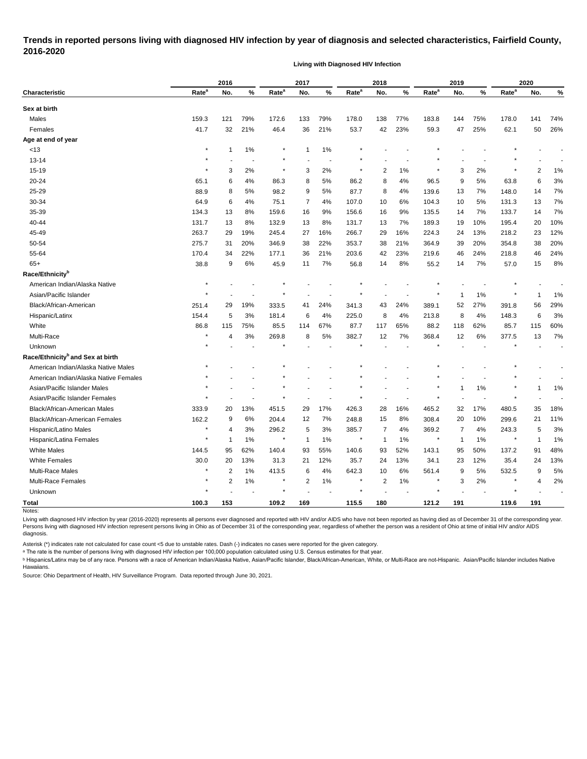# Trends in reported persons living with diagnosed HIV infection by year of diagnosis and selected characteristics, Fairfield County, 2016-2020

**Living with Diagnosed HIV Infection**

| Characteristic | 2016 | | | 2017 | | | 2018 | | | 2019 | | | 2020 | | |
|---|---|---|---|---|---|---|---|---|---|---|---|---|---|---|---|
| | Rate[a] | No. | % | Rate[a] | No. | % | Rate[a] | No. | % | Rate[a] | No. | % | Rate[a] | No. | % |
| **Sex at birth** | | | | | | | | | | | | | | | |
| Males | 159.3 | 121 | 79% | 172.6 | 133 | 79% | 178.0 | 138 | 77% | 183.8 | 144 | 75% | 178.0 | 141 | 74% |
| Females | 41.7 | 32 | 21% | 46.4 | 36 | 21% | 53.7 | 42 | 23% | 59.3 | 47 | 25% | 62.1 | 50 | 26% |
| **Age at end of year** | | | | | | | | | | | | | | | |
| <13 | * | 1 | 1% | * | 1 | 1% | * | - | - | * | - | - | * | - | - |
| 13-14 | * | - | - | * | - | - | * | - | - | * | - | - | * | - | - |
| 15-19 | * | 3 | 2% | * | 3 | 2% | * | 2 | 1% | * | 3 | 2% | * | 2 | 1% |
| 20-24 | 65.1 | 6 | 4% | 86.3 | 8 | 5% | 86.2 | 8 | 4% | 96.5 | 9 | 5% | 63.8 | 6 | 3% |
| 25-29 | 88.9 | 8 | 5% | 98.2 | 9 | 5% | 87.7 | 8 | 4% | 139.6 | 13 | 7% | 148.0 | 14 | 7% |
| 30-34 | 64.9 | 6 | 4% | 75.1 | 7 | 4% | 107.0 | 10 | 6% | 104.3 | 10 | 5% | 131.3 | 13 | 7% |
| 35-39 | 134.3 | 13 | 8% | 159.6 | 16 | 9% | 156.6 | 16 | 9% | 135.5 | 14 | 7% | 133.7 | 14 | 7% |
| 40-44 | 131.7 | 13 | 8% | 132.9 | 13 | 8% | 131.7 | 13 | 7% | 189.3 | 19 | 10% | 195.4 | 20 | 10% |
| 45-49 | 263.7 | 29 | 19% | 245.4 | 27 | 16% | 266.7 | 29 | 16% | 224.3 | 24 | 13% | 218.2 | 23 | 12% |
| 50-54 | 275.7 | 31 | 20% | 346.9 | 38 | 22% | 353.7 | 38 | 21% | 364.9 | 39 | 20% | 354.8 | 38 | 20% |
| 55-64 | 170.4 | 34 | 22% | 177.1 | 36 | 21% | 203.6 | 42 | 23% | 219.6 | 46 | 24% | 218.8 | 46 | 24% |
| 65+ | 38.8 | 9 | 6% | 45.9 | 11 | 7% | 56.8 | 14 | 8% | 55.2 | 14 | 7% | 57.0 | 15 | 8% |
| **Race/Ethnicity[b]** | | | | | | | | | | | | | | | |
| American Indian/Alaska Native | * | - | - | * | - | - | * | - | - | * | - | - | * | - | - |
| Asian/Pacific Islander | * | - | - | * | - | - | * | - | - | * | 1 | 1% | * | 1 | 1% |
| Black/African-American | 251.4 | 29 | 19% | 333.5 | 41 | 24% | 341.3 | 43 | 24% | 389.1 | 52 | 27% | 391.8 | 56 | 29% |
| Hispanic/Latinx | 154.4 | 5 | 3% | 181.4 | 6 | 4% | 225.0 | 8 | 4% | 213.8 | 8 | 4% | 148.3 | 6 | 3% |
| White | 86.8 | 115 | 75% | 85.5 | 114 | 67% | 87.7 | 117 | 65% | 88.2 | 118 | 62% | 85.7 | 115 | 60% |
| Multi-Race | * | 4 | 3% | 269.8 | 8 | 5% | 382.7 | 12 | 7% | 368.4 | 12 | 6% | 377.5 | 13 | 7% |
| Unknown | * | - | - | * | - | - | * | - | - | * | - | - | * | - | - |
| **Race/Ethnicity[b] and Sex at birth** | | | | | | | | | | | | | | | |
| American Indian/Alaska Native Males | * | - | - | * | - | - | * | - | - | * | - | - | * | - | - |
| American Indian/Alaska Native Females | * | - | - | * | - | - | * | - | - | * | - | - | * | - | - |
| Asian/Pacific Islander Males | * | - | - | * | - | - | * | - | - | * | 1 | 1% | * | 1 | 1% |
| Asian/Pacific Islander Females | * | - | - | * | - | - | * | - | - | * | - | - | * | - | - |
| Black/African-American Males | 333.9 | 20 | 13% | 451.5 | 29 | 17% | 426.3 | 28 | 16% | 465.2 | 32 | 17% | 480.5 | 35 | 18% |
| Black/African-American Females | 162.2 | 9 | 6% | 204.4 | 12 | 7% | 248.8 | 15 | 8% | 308.4 | 20 | 10% | 299.6 | 21 | 11% |
| Hispanic/Latino Males | * | 4 | 3% | 296.2 | 5 | 3% | 385.7 | 7 | 4% | 369.2 | 7 | 4% | 243.3 | 5 | 3% |
| Hispanic/Latina Females | * | 1 | 1% | * | 1 | 1% | * | 1 | 1% | * | 1 | 1% | * | 1 | 1% |
| White Males | 144.5 | 95 | 62% | 140.4 | 93 | 55% | 140.6 | 93 | 52% | 143.1 | 95 | 50% | 137.2 | 91 | 48% |
| White Females | 30.0 | 20 | 13% | 31.3 | 21 | 12% | 35.7 | 24 | 13% | 34.1 | 23 | 12% | 35.4 | 24 | 13% |
| Multi-Race Males | * | 2 | 1% | 413.5 | 6 | 4% | 642.3 | 10 | 6% | 561.4 | 9 | 5% | 532.5 | 9 | 5% |
| Multi-Race Females | * | 2 | 1% | * | 2 | 1% | * | 2 | 1% | * | 3 | 2% | * | 4 | 2% |
| Unknown | * | - | - | * | - | - | * | - | - | * | - | - | * | - | - |
| **Total** | **100.3** | **153** | | **109.2** | **169** | | **115.5** | **180** | | **121.2** | **191** | | **119.6** | **191** | |

Notes:

Living with diagnosed HIV infection by year (2016-2020) represents all persons ever diagnosed and reported with HIV and/or AIDS who have not been reported as having died as of December 31 of the corresponding year. Persons living with diagnosed HIV infection represent persons living in Ohio as of December 31 of the corresponding year, regardless of whether the person was a resident of Ohio at time of initial HIV and/or AIDS diagnosis.

Asterisk (*) indicates rate not calculated for case count <5 due to unstable rates. Dash (-) indicates no cases were reported for the given category.

[a] The rate is the number of persons living with diagnosed HIV infection per 100,000 population calculated using U.S. Census estimates for that year.

[b] Hispanics/Latinx may be of any race. Persons with a race of American Indian/Alaska Native, Asian/Pacific Islander, Black/African-American, White, or Multi-Race are not-Hispanic. Asian/Pacific Islander includes Native Hawaiians.

Source: Ohio Department of Health, HIV Surveillance Program. Data reported through June 30, 2021.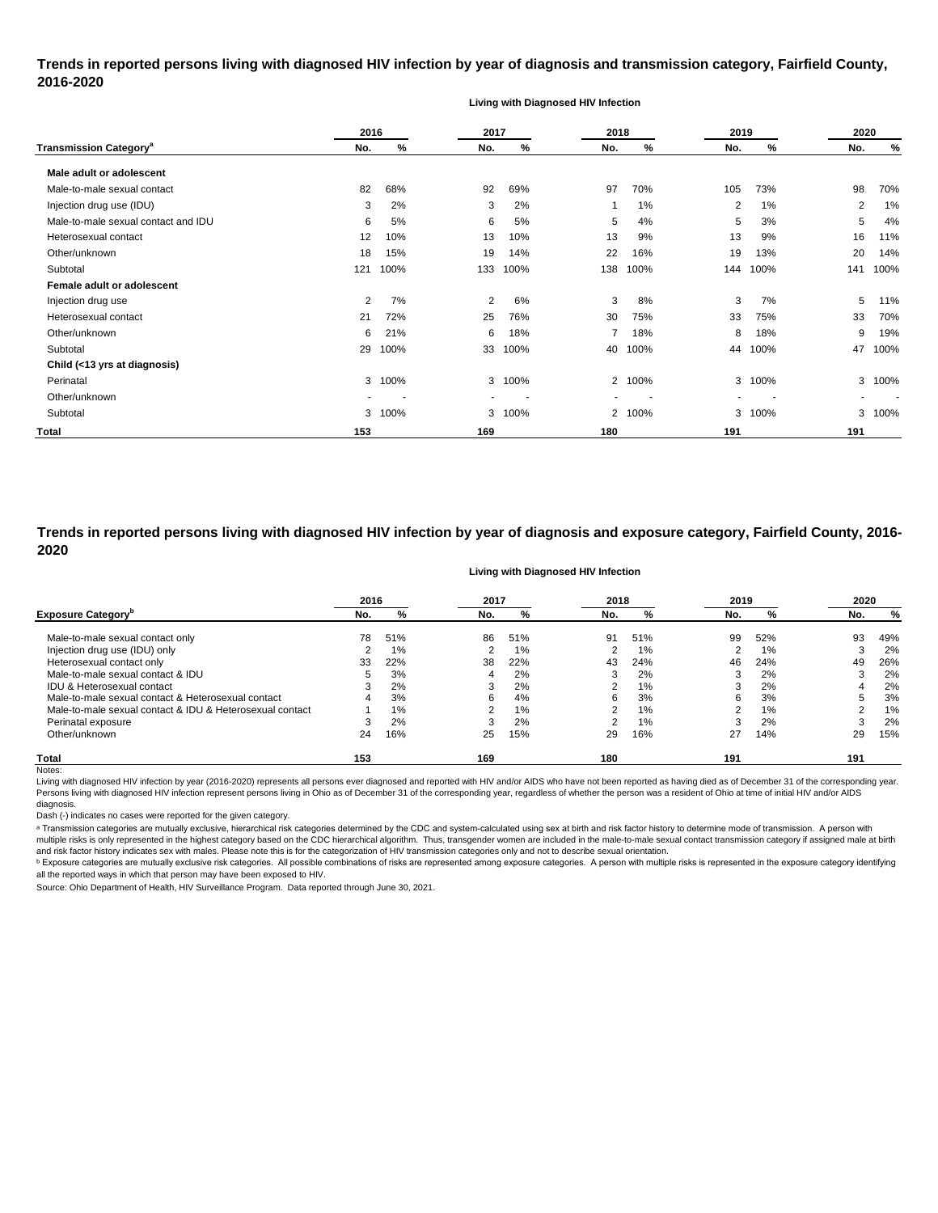## Trends in reported persons living with diagnosed HIV infection by year of diagnosis and transmission category, Fairfield County, 2016-2020

**Living with Diagnosed HIV Infection**

| Transmission Category[a] | 2016 | | 2017 | | 2018 | | 2019 | | 2020 | |
|---|---|---|---|---|---|---|---|---|---|---|
| | No. | % | No. | % | No. | % | No. | % | No. | % |
| **Male adult or adolescent** | | | | | | | | | | |
| Male-to-male sexual contact | 82 | 68% | 92 | 69% | 97 | 70% | 105 | 73% | 98 | 70% |
| Injection drug use (IDU) | 3 | 2% | 3 | 2% | 1 | 1% | 2 | 1% | 2 | 1% |
| Male-to-male sexual contact and IDU | 6 | 5% | 6 | 5% | 5 | 4% | 5 | 3% | 5 | 4% |
| Heterosexual contact | 12 | 10% | 13 | 10% | 13 | 9% | 13 | 9% | 16 | 11% |
| Other/unknown | 18 | 15% | 19 | 14% | 22 | 16% | 19 | 13% | 20 | 14% |
| Subtotal | 121 | 100% | 133 | 100% | 138 | 100% | 144 | 100% | 141 | 100% |
| **Female adult or adolescent** | | | | | | | | | | |
| Injection drug use | 2 | 7% | 2 | 6% | 3 | 8% | 3 | 7% | 5 | 11% |
| Heterosexual contact | 21 | 72% | 25 | 76% | 30 | 75% | 33 | 75% | 33 | 70% |
| Other/unknown | 6 | 21% | 6 | 18% | 7 | 18% | 8 | 18% | 9 | 19% |
| Subtotal | 29 | 100% | 33 | 100% | 40 | 100% | 44 | 100% | 47 | 100% |
| **Child (<13 yrs at diagnosis)** | | | | | | | | | | |
| Perinatal | 3 | 100% | 3 | 100% | 2 | 100% | 3 | 100% | 3 | 100% |
| Other/unknown | - | - | - | - | - | - | - | - | - | - |
| Subtotal | 3 | 100% | 3 | 100% | 2 | 100% | 3 | 100% | 3 | 100% |
| **Total** | **153** | | **169** | | **180** | | **191** | | **191** | |

## Trends in reported persons living with diagnosed HIV infection by year of diagnosis and exposure category, Fairfield County, 2016-2020

**Living with Diagnosed HIV Infection**

| Exposure Category[b] | 2016 | | 2017 | | 2018 | | 2019 | | 2020 | |
|---|---|---|---|---|---|---|---|---|---|---|
| | No. | % | No. | % | No. | % | No. | % | No. | % |
| Male-to-male sexual contact only | 78 | 51% | 86 | 51% | 91 | 51% | 99 | 52% | 93 | 49% |
| Injection drug use (IDU) only | 2 | 1% | 2 | 1% | 2 | 1% | 2 | 1% | 3 | 2% |
| Heterosexual contact only | 33 | 22% | 38 | 22% | 43 | 24% | 46 | 24% | 49 | 26% |
| Male-to-male sexual contact & IDU | 5 | 3% | 4 | 2% | 3 | 2% | 3 | 2% | 3 | 2% |
| IDU & Heterosexual contact | 3 | 2% | 3 | 2% | 2 | 1% | 3 | 2% | 4 | 2% |
| Male-to-male sexual contact & Heterosexual contact | 4 | 3% | 6 | 4% | 6 | 3% | 6 | 3% | 5 | 3% |
| Male-to-male sexual contact & IDU & Heterosexual contact | 1 | 1% | 2 | 1% | 2 | 1% | 2 | 1% | 2 | 1% |
| Perinatal exposure | 3 | 2% | 3 | 2% | 2 | 1% | 3 | 2% | 3 | 2% |
| Other/unknown | 24 | 16% | 25 | 15% | 29 | 16% | 27 | 14% | 29 | 15% |
| **Total** | **153** | | **169** | | **180** | | **191** | | **191** | |

Notes:

Living with diagnosed HIV infection by year (2016-2020) represents all persons ever diagnosed and reported with HIV and/or AIDS who have not been reported as having died as of December 31 of the corresponding year. Persons living with diagnosed HIV infection represent persons living in Ohio as of December 31 of the corresponding year, regardless of whether the person was a resident of Ohio at time of initial HIV and/or AIDS diagnosis.

Dash (-) indicates no cases were reported for the given category.

[a] Transmission categories are mutually exclusive, hierarchical risk categories determined by the CDC and system-calculated using sex at birth and risk factor history to determine mode of transmission. A person with multiple risks is only represented in the highest category based on the CDC hierarchical algorithm. Thus, transgender women are included in the male-to-male sexual contact transmission category if assigned male at birth and risk factor history indicates sex with males. Please note this is for the categorization of HIV transmission categories only and not to describe sexual orientation.

[b] Exposure categories are mutually exclusive risk categories. All possible combinations of risks are represented among exposure categories. A person with multiple risks is represented in the exposure category identifying all the reported ways in which that person may have been exposed to HIV.

Source: Ohio Department of Health, HIV Surveillance Program. Data reported through June 30, 2021.